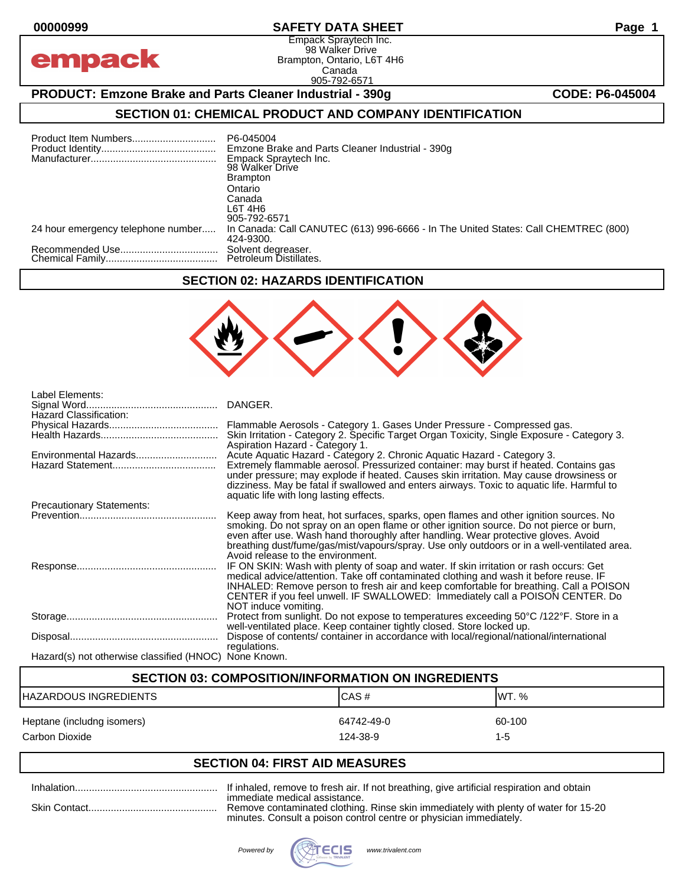# SAFETY DATA SHEET

Empack Spraytech Inc.
98 Walker Drive
Brampton, Ontario, L6T 4H6
Canada
905-792-6571

**PRODUCT: Emzone Brake and Parts Cleaner Industrial - 390g** **CODE: P6-045004**

## SECTION 01: CHEMICAL PRODUCT AND COMPANY IDENTIFICATION

Product Item Numbers.............................. P6-045004
Product Identity......................................... Emzone Brake and Parts Cleaner Industrial - 390g
Manufacturer............................................. Empack Spraytech Inc.
98 Walker Drive
Brampton
Ontario
Canada
L6T 4H6
905-792-6571
24 hour emergency telephone number..... In Canada: Call CANUTEC (613) 996-6666 - In The United States: Call CHEMTREC (800) 424-9300.
Recommended Use................................... Solvent degreaser.
Chemical Family........................................ Petroleum Distillates.

## SECTION 02: HAZARDS IDENTIFICATION

Label Elements:
Signal Word.............................................. DANGER.
Hazard Classification:
Physical Hazards....................................... Flammable Aerosols - Category 1. Gases Under Pressure - Compressed gas.
Health Hazards.......................................... Skin Irritation - Category 2. Specific Target Organ Toxicity, Single Exposure - Category 3. Aspiration Hazard - Category 1.
Environmental Hazards............................. Acute Aquatic Hazard - Category 2. Chronic Aquatic Hazard - Category 3.
Hazard Statement..................................... Extremely flammable aerosol. Pressurized container: may burst if heated. Contains gas under pressure; may explode if heated. Causes skin irritation. May cause drowsiness or dizziness. May be fatal if swallowed and enters airways. Toxic to aquatic life. Harmful to aquatic life with long lasting effects.
Precautionary Statements:
Prevention................................................. Keep away from heat, hot surfaces, sparks, open flames and other ignition sources. No smoking. Do not spray on an open flame or other ignition source. Do not pierce or burn, even after use. Wash hand thoroughly after handling. Wear protective gloves. Avoid breathing dust/fume/gas/mist/vapours/spray. Use only outdoors or in a well-ventilated area. Avoid release to the environment.
Response.................................................. IF ON SKIN: Wash with plenty of soap and water. If skin irritation or rash occurs: Get medical advice/attention. Take off contaminated clothing and wash it before reuse. IF INHALED: Remove person to fresh air and keep comfortable for breathing. Call a POISON CENTER if you feel unwell. IF SWALLOWED: Immediately call a POISON CENTER. Do NOT induce vomiting.
Storage...................................................... Protect from sunlight. Do not expose to temperatures exceeding 50°C /122°F. Store in a well-ventilated place. Keep container tightly closed. Store locked up.
Disposal..................................................... Dispose of contents/ container in accordance with local/regional/national/international regulations.
Hazard(s) not otherwise classified (HNOC) None Known.

## SECTION 03: COMPOSITION/INFORMATION ON INGREDIENTS

| HAZARDOUS INGREDIENTS | CAS # | WT. % |
|---|---|---|
| Heptane (includng isomers) | 64742-49-0 | 60-100 |
| Carbon Dioxide | 124-38-9 | 1-5 |

## SECTION 04: FIRST AID MEASURES

Inhalation.................................................. If inhaled, remove to fresh air. If not breathing, give artificial respiration and obtain immediate medical assistance.
Skin Contact............................................. Remove contaminated clothing. Rinse skin immediately with plenty of water for 15-20 minutes. Consult a poison control centre or physician immediately.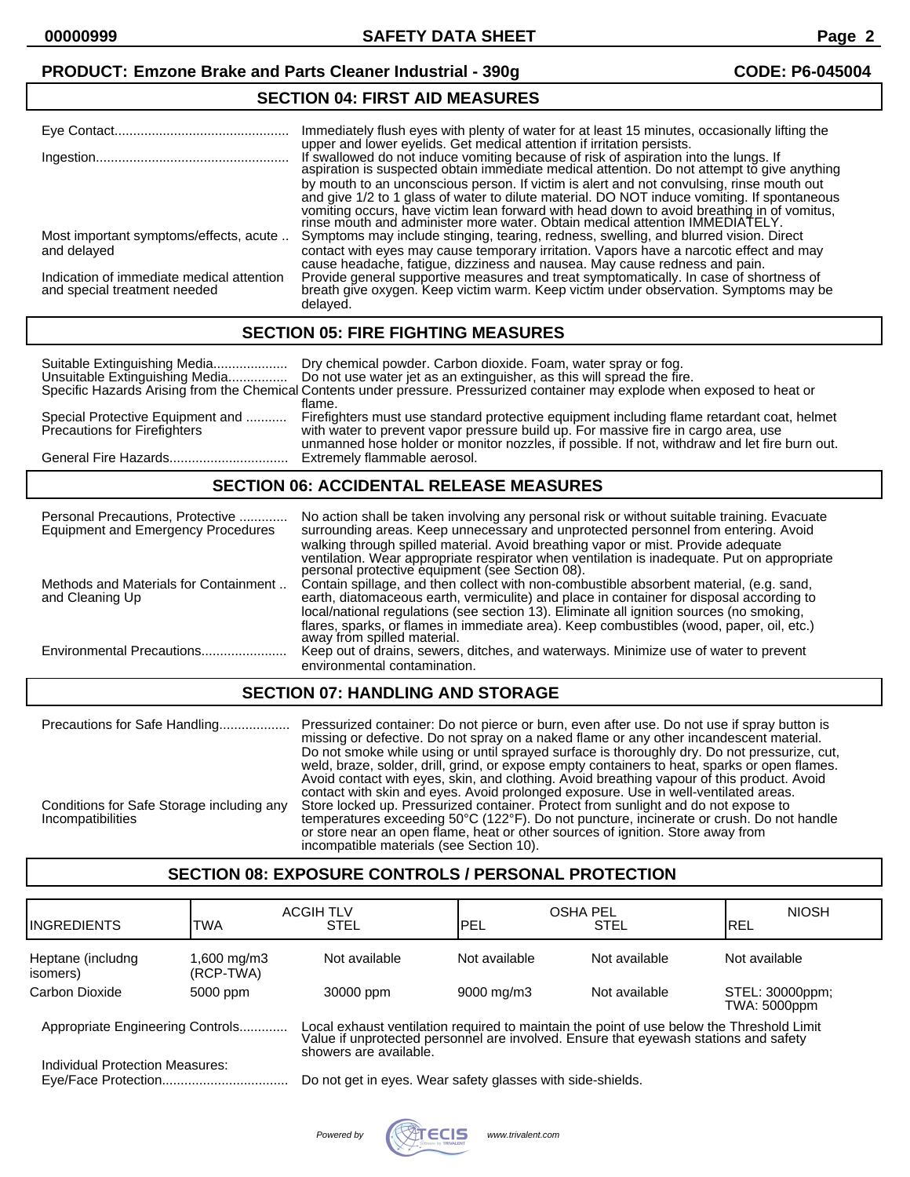**PRODUCT: Emzone Brake and Parts Cleaner Industrial - 390g** **CODE: P6-045004**

## SECTION 04: FIRST AID MEASURES

**Eye Contact**: Immediately flush eyes with plenty of water for at least 15 minutes, occasionally lifting the upper and lower eyelids. Get medical attention if irritation persists.

**Ingestion**: If swallowed do not induce vomiting because of risk of aspiration into the lungs. If aspiration is suspected obtain immediate medical attention. Do not attempt to give anything by mouth to an unconscious person. If victim is alert and not convulsing, rinse mouth out and give 1/2 to 1 glass of water to dilute material. DO NOT induce vomiting. If spontaneous vomiting occurs, have victim lean forward with head down to avoid breathing in of vomitus, rinse mouth and administer more water. Obtain medical attention IMMEDIATELY.

**Most important symptoms/effects, acute and delayed**: Symptoms may include stinging, tearing, redness, swelling, and blurred vision. Direct contact with eyes may cause temporary irritation. Vapors have a narcotic effect and may cause headache, fatigue, dizziness and nausea. May cause redness and pain.

**Indication of immediate medical attention and special treatment needed**: Provide general supportive measures and treat symptomatically. In case of shortness of breath give oxygen. Keep victim warm. Keep victim under observation. Symptoms may be delayed.

## SECTION 05: FIRE FIGHTING MEASURES

**Suitable Extinguishing Media**: Dry chemical powder. Carbon dioxide. Foam, water spray or fog.

**Unsuitable Extinguishing Media**: Do not use water jet as an extinguisher, as this will spread the fire.

**Specific Hazards Arising from the Chemical**: Contents under pressure. Pressurized container may explode when exposed to heat or flame.

**Special Protective Equipment and Precautions for Firefighters**: Firefighters must use standard protective equipment including flame retardant coat, helmet with water to prevent vapor pressure build up. For massive fire in cargo area, use unmanned hose holder or monitor nozzles, if possible. If not, withdraw and let fire burn out.

**General Fire Hazards**: Extremely flammable aerosol.

## SECTION 06: ACCIDENTAL RELEASE MEASURES

**Personal Precautions, Protective Equipment and Emergency Procedures**: No action shall be taken involving any personal risk or without suitable training. Evacuate surrounding areas. Keep unnecessary and unprotected personnel from entering. Avoid walking through spilled material. Avoid breathing vapor or mist. Provide adequate ventilation. Wear appropriate respirator when ventilation is inadequate. Put on appropriate personal protective equipment (see Section 08).

**Methods and Materials for Containment and Cleaning Up**: Contain spillage, and then collect with non-combustible absorbent material, (e.g. sand, earth, diatomaceous earth, vermiculite) and place in container for disposal according to local/national regulations (see section 13). Eliminate all ignition sources (no smoking, flares, sparks, or flames in immediate area). Keep combustibles (wood, paper, oil, etc.) away from spilled material.

**Environmental Precautions**: Keep out of drains, sewers, ditches, and waterways. Minimize use of water to prevent environmental contamination.

## SECTION 07: HANDLING AND STORAGE

**Precautions for Safe Handling**: Pressurized container: Do not pierce or burn, even after use. Do not use if spray button is missing or defective. Do not spray on a naked flame or any other incandescent material. Do not smoke while using or until sprayed surface is thoroughly dry. Do not pressurize, cut, weld, braze, solder, drill, grind, or expose empty containers to heat, sparks or open flames. Avoid contact with eyes, skin, and clothing. Avoid breathing vapour of this product. Avoid contact with skin and eyes. Avoid prolonged exposure. Use in well-ventilated areas.

**Conditions for Safe Storage including any Incompatibilities**: Store locked up. Pressurized container. Protect from sunlight and do not expose to temperatures exceeding 50°C (122°F). Do not puncture, incinerate or crush. Do not handle or store near an open flame, heat or other sources of ignition. Store away from incompatible materials (see Section 10).

## SECTION 08: EXPOSURE CONTROLS / PERSONAL PROTECTION

| INGREDIENTS | ACGIH TLV | | OSHA PEL | | NIOSH |
|---|---|---|---|---|---|
| | TWA | STEL | PEL | STEL | REL |
| Heptane (includng isomers) | 1,600 mg/m3 (RCP-TWA) | Not available | Not available | Not available | Not available |
| Carbon Dioxide | 5000 ppm | 30000 ppm | 9000 mg/m3 | Not available | STEL: 30000ppm; TWA: 5000ppm |

**Appropriate Engineering Controls**: Local exhaust ventilation required to maintain the point of use below the Threshold Limit Value if unprotected personnel are involved. Ensure that eyewash stations and safety showers are available.

**Individual Protection Measures:**

**Eye/Face Protection**: Do not get in eyes. Wear safety glasses with side-shields.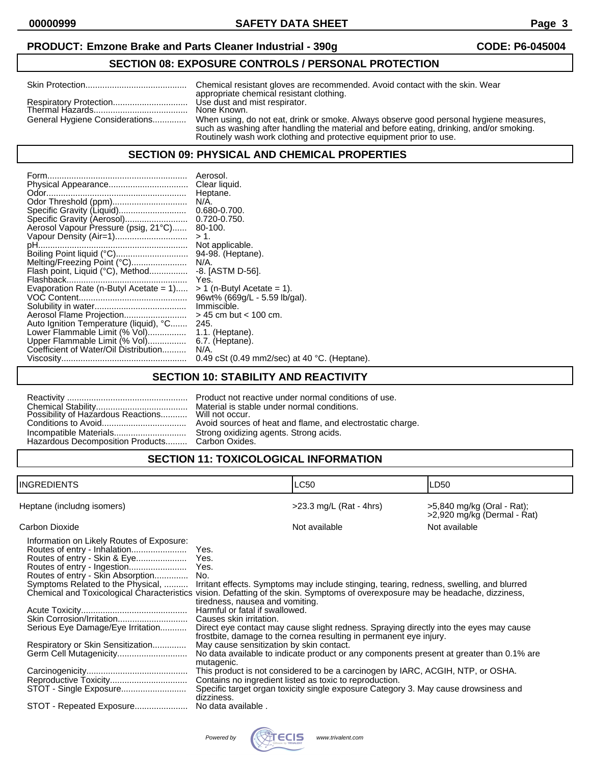**PRODUCT: Emzone Brake and Parts Cleaner Industrial - 390g** **CODE: P6-045004**

## SECTION 08: EXPOSURE CONTROLS / PERSONAL PROTECTION

| | |
|---|---|
| Skin Protection | Chemical resistant gloves are recommended. Avoid contact with the skin. Wear appropriate chemical resistant clothing. |
| Respiratory Protection | Use dust and mist respirator. |
| Thermal Hazards | None Known. |
| General Hygiene Considerations | When using, do not eat, drink or smoke. Always observe good personal hygiene measures, such as washing after handling the material and before eating, drinking, and/or smoking. Routinely wash work clothing and protective equipment prior to use. |

## SECTION 09: PHYSICAL AND CHEMICAL PROPERTIES

| | |
|---|---|
| Form | Aerosol. |
| Physical Appearance | Clear liquid. |
| Odor | Heptane. |
| Odor Threshold (ppm) | N/A. |
| Specific Gravity (Liquid) | 0.680-0.700. |
| Specific Gravity (Aerosol) | 0.720-0.750. |
| Aerosol Vapour Pressure (psig, 21°C) | 80-100. |
| Vapour Density (Air=1) | > 1. |
| pH | Not applicable. |
| Boiling Point liquid (°C) | 94-98. (Heptane). |
| Melting/Freezing Point (°C) | N/A. |
| Flash point, Liquid (°C), Method | -8. [ASTM D-56]. |
| Flashback | Yes. |
| Evaporation Rate (n-Butyl Acetate = 1) | > 1 (n-Butyl Acetate = 1). |
| VOC Content | 96wt% (669g/L - 5.59 lb/gal). |
| Solubility in water | Immiscible. |
| Aerosol Flame Projection | > 45 cm but < 100 cm. |
| Auto Ignition Temperature (liquid), °C | 245. |
| Lower Flammable Limit (% Vol) | 1.1. (Heptane). |
| Upper Flammable Limit (% Vol) | 6.7. (Heptane). |
| Coefficient of Water/Oil Distribution | N/A. |
| Viscosity | 0.49 cSt (0.49 mm2/sec) at 40 °C. (Heptane). |

## SECTION 10: STABILITY AND REACTIVITY

| | |
|---|---|
| Reactivity | Product not reactive under normal conditions of use. |
| Chemical Stability | Material is stable under normal conditions. |
| Possibility of Hazardous Reactions | Will not occur. |
| Conditions to Avoid | Avoid sources of heat and flame, and electrostatic charge. |
| Incompatible Materials | Strong oxidizing agents. Strong acids. |
| Hazardous Decomposition Products | Carbon Oxides. |

## SECTION 11: TOXICOLOGICAL INFORMATION

| INGREDIENTS | LC50 | LD50 |
|---|---|---|
| Heptane (includng isomers) | >23.3 mg/L (Rat - 4hrs) | >5,840 mg/kg (Oral - Rat); >2,920 mg/kg (Dermal - Rat) |
| Carbon Dioxide | Not available | Not available |

Information on Likely Routes of Exposure:

| | |
|---|---|
| Routes of entry - Inhalation | Yes. |
| Routes of entry - Skin & Eye | Yes. |
| Routes of entry - Ingestion | Yes. |
| Routes of entry - Skin Absorption | No. |
| Symptoms Related to the Physical, Chemical and Toxicological Characteristics | Irritant effects. Symptoms may include stinging, tearing, redness, swelling, and blurred vision. Defatting of the skin. Symptoms of overexposure may be headache, dizziness, tiredness, nausea and vomiting. |
| Acute Toxicity | Harmful or fatal if swallowed. |
| Skin Corrosion/Irritation | Causes skin irritation. |
| Serious Eye Damage/Eye Irritation | Direct eye contact may cause slight redness. Spraying directly into the eyes may cause frostbite, damage to the cornea resulting in permanent eye injury. |
| Respiratory or Skin Sensitization | May cause sensitization by skin contact. |
| Germ Cell Mutagenicity | No data available to indicate product or any components present at greater than 0.1% are mutagenic. |
| Carcinogenicity | This product is not considered to be a carcinogen by IARC, ACGIH, NTP, or OSHA. |
| Reproductive Toxicity | Contains no ingredient listed as toxic to reproduction. |
| STOT - Single Exposure | Specific target organ toxicity single exposure Category 3. May cause drowsiness and dizziness. |
| STOT - Repeated Exposure | No data available . |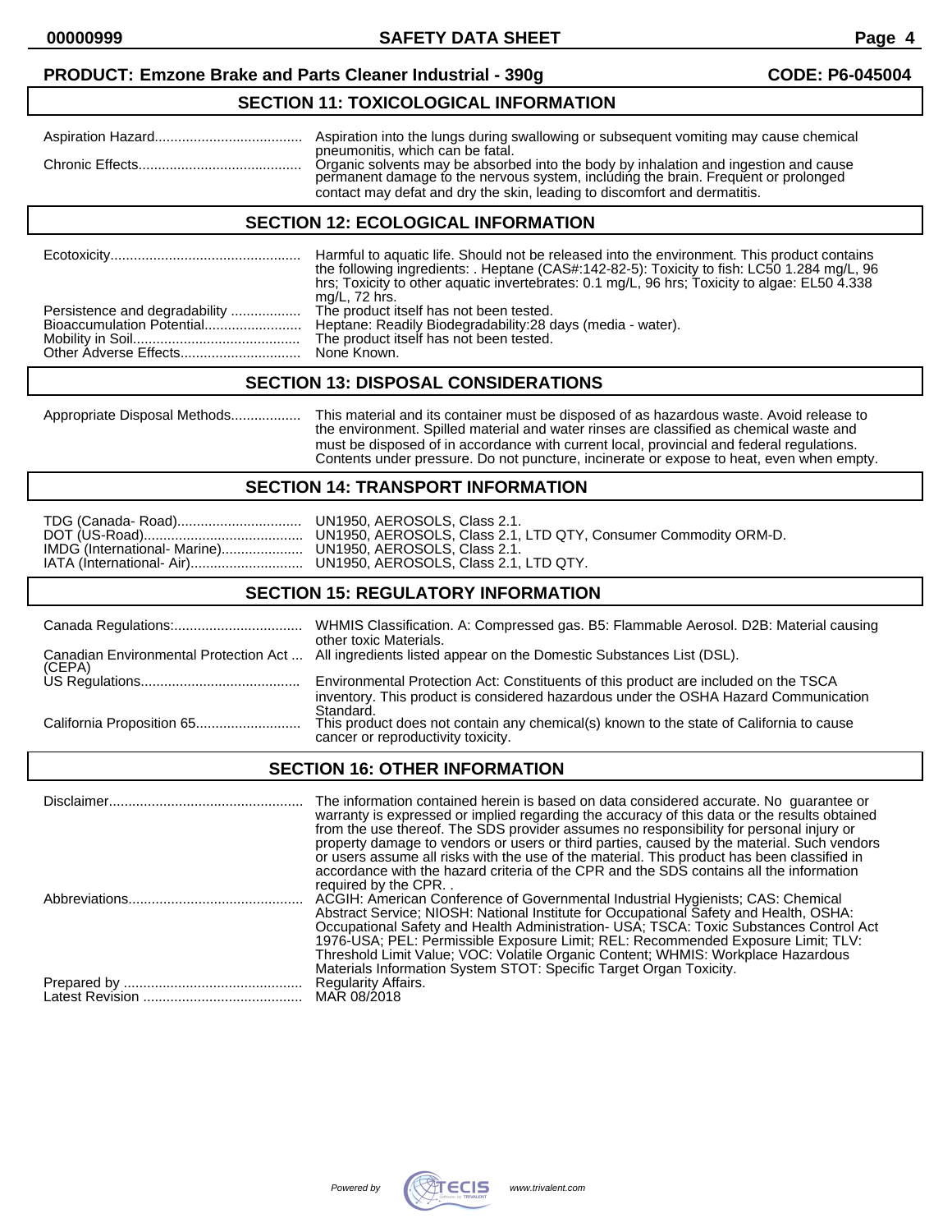**PRODUCT: Emzone Brake and Parts Cleaner Industrial - 390g** **CODE: P6-045004**

## SECTION 11: TOXICOLOGICAL INFORMATION

| | |
|---|---|
| Aspiration Hazard | Aspiration into the lungs during swallowing or subsequent vomiting may cause chemical pneumonitis, which can be fatal. |
| Chronic Effects | Organic solvents may be absorbed into the body by inhalation and ingestion and cause permanent damage to the nervous system, including the brain. Frequent or prolonged contact may defat and dry the skin, leading to discomfort and dermatitis. |

## SECTION 12: ECOLOGICAL INFORMATION

| | |
|---|---|
| Ecotoxicity | Harmful to aquatic life. Should not be released into the environment. This product contains the following ingredients: . Heptane (CAS#:142-82-5): Toxicity to fish: LC50 1.284 mg/L, 96 hrs; Toxicity to other aquatic invertebrates: 0.1 mg/L, 96 hrs; Toxicity to algae: EL50 4.338 mg/L, 72 hrs. |
| Persistence and degradability | The product itself has not been tested. |
| Bioaccumulation Potential | Heptane: Readily Biodegradability:28 days (media - water). |
| Mobility in Soil | The product itself has not been tested. |
| Other Adverse Effects | None Known. |

## SECTION 13: DISPOSAL CONSIDERATIONS

| | |
|---|---|
| Appropriate Disposal Methods | This material and its container must be disposed of as hazardous waste. Avoid release to the environment. Spilled material and water rinses are classified as chemical waste and must be disposed of in accordance with current local, provincial and federal regulations. Contents under pressure. Do not puncture, incinerate or expose to heat, even when empty. |

## SECTION 14: TRANSPORT INFORMATION

| | |
|---|---|
| TDG (Canada- Road) | UN1950, AEROSOLS, Class 2.1. |
| DOT (US-Road) | UN1950, AEROSOLS, Class 2.1, LTD QTY, Consumer Commodity ORM-D. |
| IMDG (International- Marine) | UN1950, AEROSOLS, Class 2.1. |
| IATA (International- Air) | UN1950, AEROSOLS, Class 2.1, LTD QTY. |

## SECTION 15: REGULATORY INFORMATION

| | |
|---|---|
| Canada Regulations: | WHMIS Classification. A: Compressed gas. B5: Flammable Aerosol. D2B: Material causing other toxic Materials. |
| Canadian Environmental Protection Act (CEPA) | All ingredients listed appear on the Domestic Substances List (DSL). |
| US Regulations | Environmental Protection Act: Constituents of this product are included on the TSCA inventory. This product is considered hazardous under the OSHA Hazard Communication Standard. |
| California Proposition 65 | This product does not contain any chemical(s) known to the state of California to cause cancer or reproductivity toxicity. |

## SECTION 16: OTHER INFORMATION

| | |
|---|---|
| Disclaimer | The information contained herein is based on data considered accurate. No guarantee or warranty is expressed or implied regarding the accuracy of this data or the results obtained from the use thereof. The SDS provider assumes no responsibility for personal injury or property damage to vendors or users or third parties, caused by the material. Such vendors or users assume all risks with the use of the material. This product has been classified in accordance with the hazard criteria of the CPR and the SDS contains all the information required by the CPR. . |
| Abbreviations | ACGIH: American Conference of Governmental Industrial Hygienists; CAS: Chemical Abstract Service; NIOSH: National Institute for Occupational Safety and Health, OSHA: Occupational Safety and Health Administration- USA; TSCA: Toxic Substances Control Act 1976-USA; PEL: Permissible Exposure Limit; REL: Recommended Exposure Limit; TLV: Threshold Limit Value; VOC: Volatile Organic Content; WHMIS: Workplace Hazardous Materials Information System STOT: Specific Target Organ Toxicity. |
| Prepared by | Regularity Affairs. |
| Latest Revision | MAR 08/2018 |